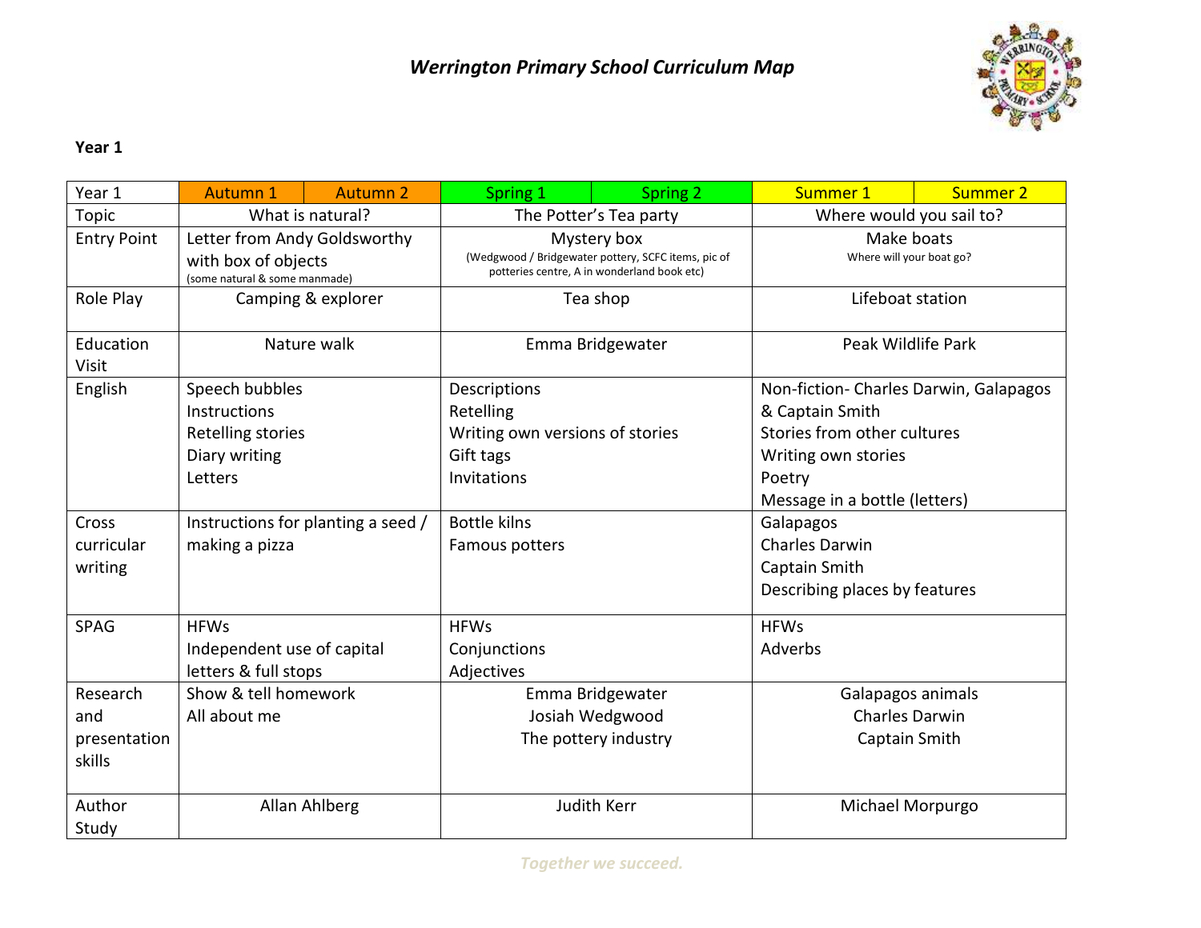# *Werrington Primary School Curriculum Map*

**Year 1**

| Year 1 | Autumn 1 | Autumn 2 | Spring 1 | Spring 2 | Summer 1 | Summer 2 |
|---|---|---|---|---|---|---|
| Topic | What is natural? | | The Potter's Tea party | | Where would you sail to? | |
| Entry Point | Letter from Andy Goldsworthy with box of objects (some natural & some manmade) | | Mystery box (Wedgwood / Bridgewater pottery, SCFC items, pic of potteries centre, A in wonderland book etc) | | Make boats Where will your boat go? | |
| Role Play | Camping & explorer | | Tea shop | | Lifeboat station | |
| Education Visit | Nature walk | | Emma Bridgewater | | Peak Wildlife Park | |
| English | Speech bubbles<br>Instructions<br>Retelling stories<br>Diary writing<br>Letters | | Descriptions<br>Retelling<br>Writing own versions of stories<br>Gift tags<br>Invitations | | Non-fiction- Charles Darwin, Galapagos & Captain Smith<br>Stories from other cultures<br>Writing own stories<br>Poetry<br>Message in a bottle (letters) | |
| Cross curricular writing | Instructions for planting a seed / making a pizza | | Bottle kilns<br>Famous potters | | Galapagos<br>Charles Darwin<br>Captain Smith<br>Describing places by features | |
| SPAG | HFWs<br>Independent use of capital letters & full stops | | HFWs<br>Conjunctions<br>Adjectives | | HFWs<br>Adverbs | |
| Research and presentation skills | Show & tell homework<br>All about me | | Emma Bridgewater<br>Josiah Wedgwood<br>The pottery industry | | Galapagos animals<br>Charles Darwin<br>Captain Smith | |
| Author Study | Allan Ahlberg | | Judith Kerr | | Michael Morpurgo | |

*Together we succeed.*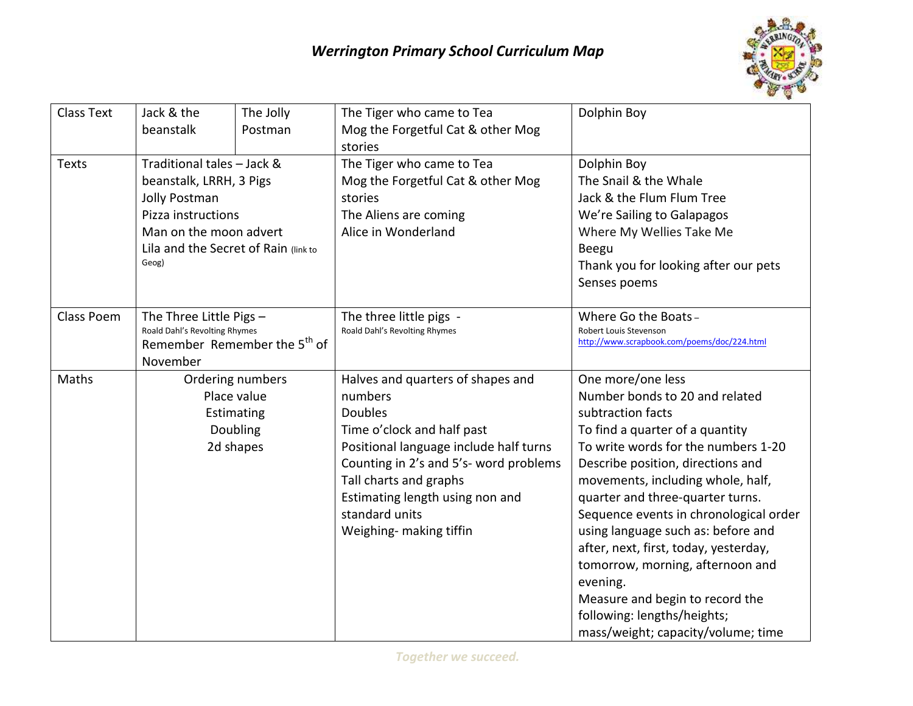# *Werrington Primary School Curriculum Map*

| Class Text | Jack & the beanstalk | The Jolly Postman | The Tiger who came to Tea<br>Mog the Forgetful Cat & other Mog stories | Dolphin Boy |
|---|---|---|---|---|
| Texts | Traditional tales – Jack & beanstalk, LRRH, 3 Pigs<br>Jolly Postman<br>Pizza instructions<br>Man on the moon advert<br>Lila and the Secret of Rain (link to Geog) | | The Tiger who came to Tea<br>Mog the Forgetful Cat & other Mog stories<br>The Aliens are coming<br>Alice in Wonderland | Dolphin Boy<br>The Snail & the Whale<br>Jack & the Flum Flum Tree<br>We're Sailing to Galapagos<br>Where My Wellies Take Me<br>Beegu<br>Thank you for looking after our pets<br>Senses poems |
| Class Poem | The Three Little Pigs – Roald Dahl's Revolting Rhymes<br>Remember Remember the 5th of November | | The three little pigs - Roald Dahl's Revolting Rhymes | Where Go the Boats – Robert Louis Stevenson<br>http://www.scrapbook.com/poems/doc/224.html |
| Maths | Ordering numbers<br>Place value<br>Estimating<br>Doubling<br>2d shapes | | Halves and quarters of shapes and numbers<br>Doubles<br>Time o'clock and half past<br>Positional language include half turns<br>Counting in 2's and 5's- word problems<br>Tall charts and graphs<br>Estimating length using non and standard units<br>Weighing- making tiffin | One more/one less<br>Number bonds to 20 and related subtraction facts<br>To find a quarter of a quantity<br>To write words for the numbers 1-20<br>Describe position, directions and movements, including whole, half, quarter and three-quarter turns.<br>Sequence events in chronological order using language such as: before and after, next, first, today, yesterday, tomorrow, morning, afternoon and evening.<br>Measure and begin to record the following: lengths/heights; mass/weight; capacity/volume; time |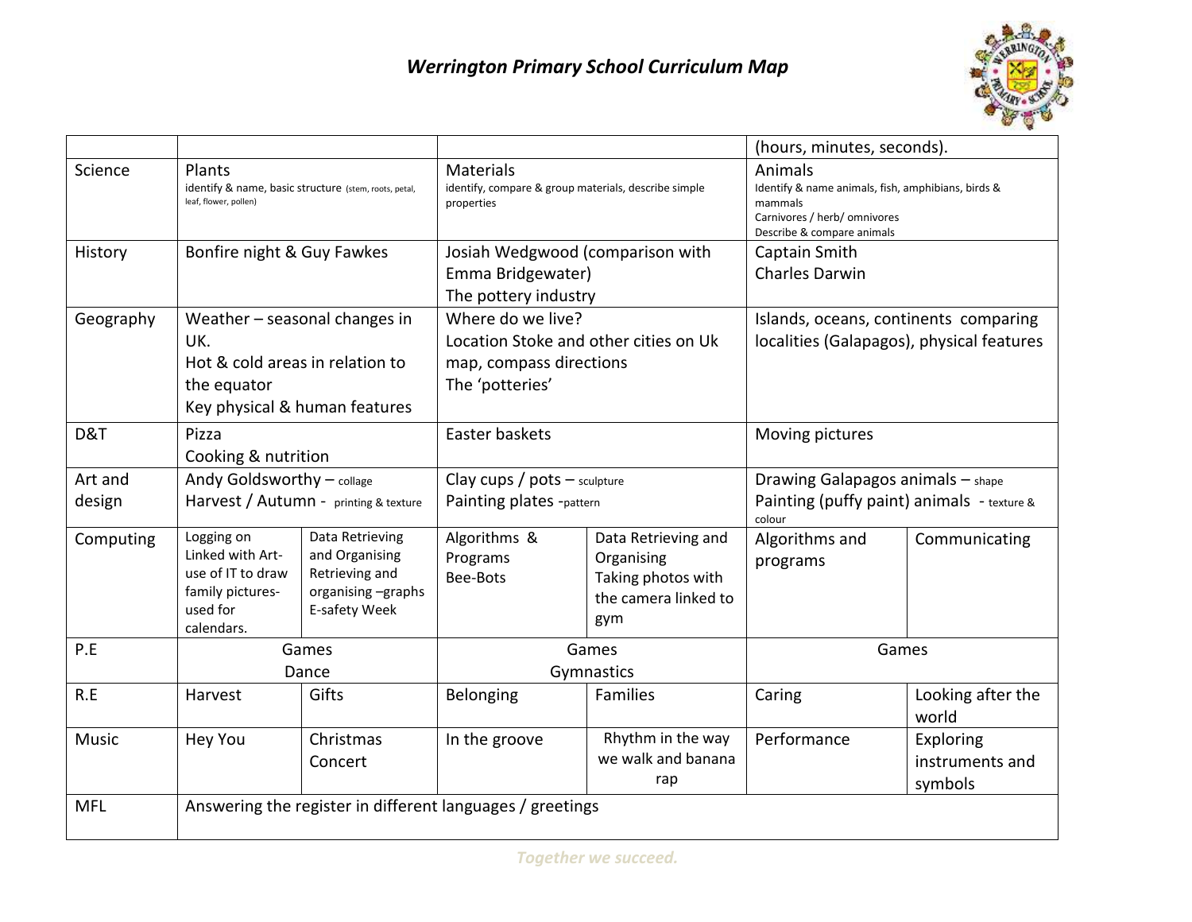# *Werrington Primary School Curriculum Map*

| | | | | | | |
|---|---|---|---|---|---|---|
| | | | | | (hours, minutes, seconds). | |
| Science | Plants<br>identify & name, basic structure (stem, roots, petal, leaf, flower, pollen) | | Materials<br>identify, compare & group materials, describe simple properties | | Animals<br>Identify & name animals, fish, amphibians, birds & mammals<br>Carnivores / herb/ omnivores<br>Describe & compare animals | |
| History | Bonfire night & Guy Fawkes | | Josiah Wedgwood (comparison with Emma Bridgewater)<br>The pottery industry | | Captain Smith<br>Charles Darwin | |
| Geography | Weather – seasonal changes in UK.<br>Hot & cold areas in relation to the equator<br>Key physical & human features | | Where do we live?<br>Location Stoke and other cities on Uk map, compass directions<br>The 'potteries' | | Islands, oceans, continents comparing localities (Galapagos), physical features | |
| D&T | Pizza<br>Cooking & nutrition | | Easter baskets | | Moving pictures | |
| Art and design | Andy Goldsworthy – collage<br>Harvest / Autumn - printing & texture | | Clay cups / pots – sculpture<br>Painting plates -pattern | | Drawing Galapagos animals – shape<br>Painting (puffy paint) animals - texture & colour | |
| Computing | Logging on<br>Linked with Art-use of IT to draw family pictures-used for calendars. | Data Retrieving and Organising<br>Retrieving and organising –graphs<br>E-safety Week | Algorithms & Programs<br>Bee-Bots | Data Retrieving and Organising<br>Taking photos with the camera linked to gym | Algorithms and programs | Communicating |
| P.E | Games<br>Dance | | Games<br>Gymnastics | | Games | |
| R.E | Harvest | Gifts | Belonging | Families | Caring | Looking after the world |
| Music | Hey You | Christmas Concert | In the groove | Rhythm in the way we walk and banana rap | Performance | Exploring instruments and symbols |
| MFL | Answering the register in different languages / greetings | | | | | |

*Together we succeed.*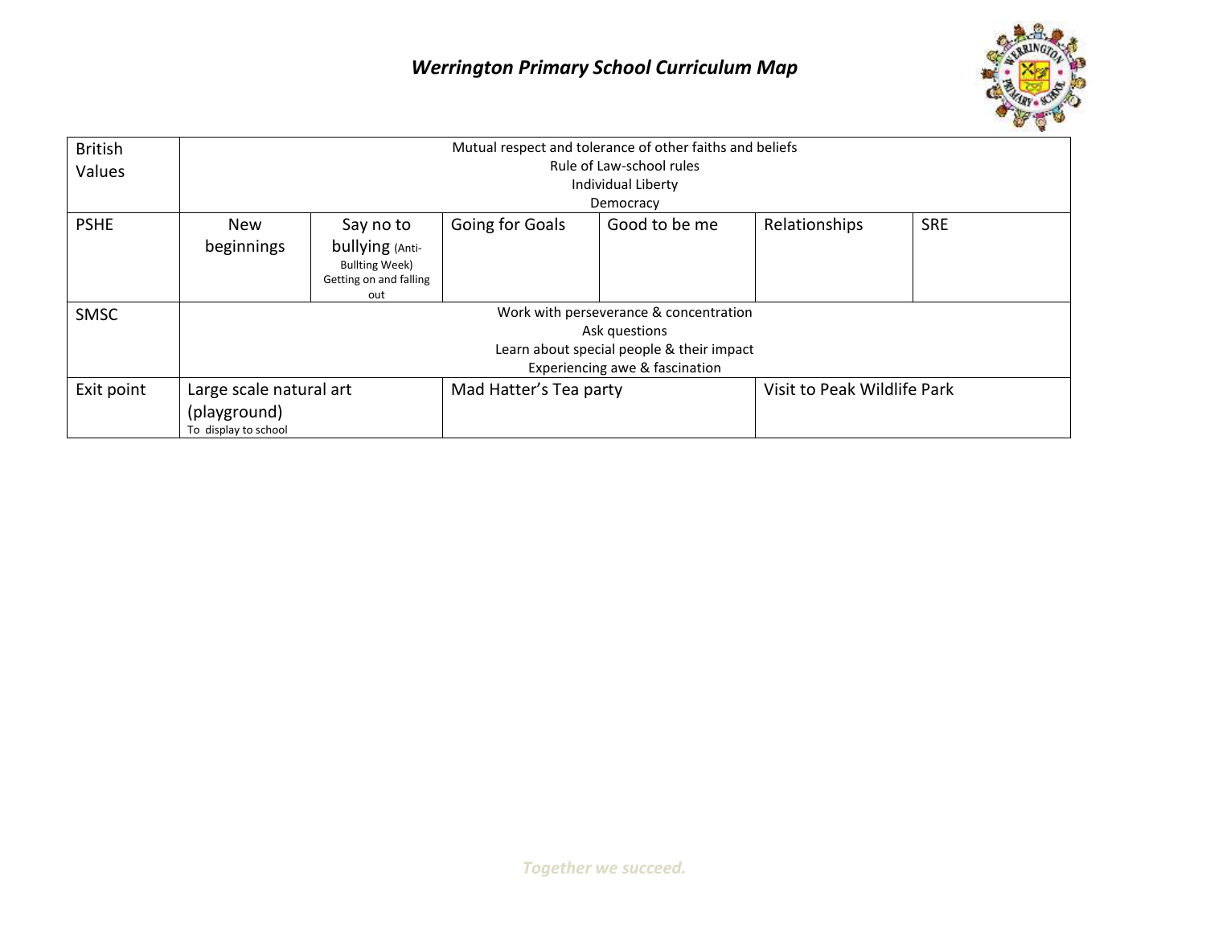# Werrington Primary School Curriculum Map

| | | | | | | |
|---|---|---|---|---|---|---|
| British Values | Mutual respect and tolerance of other faiths and beliefs<br>Rule of Law-school rules<br>Individual Liberty<br>Democracy | | | | | |
| PSHE | New beginnings | Say no to bullying (Anti-Bullting Week)<br>Getting on and falling out | Going for Goals | Good to be me | Relationships | SRE |
| SMSC | Work with perseverance & concentration<br>Ask questions<br>Learn about special people & their impact<br>Experiencing awe & fascination | | | | | |
| Exit point | Large scale natural art (playground)<br>To display to school | | Mad Hatter's Tea party | | Visit to Peak Wildlife Park | |